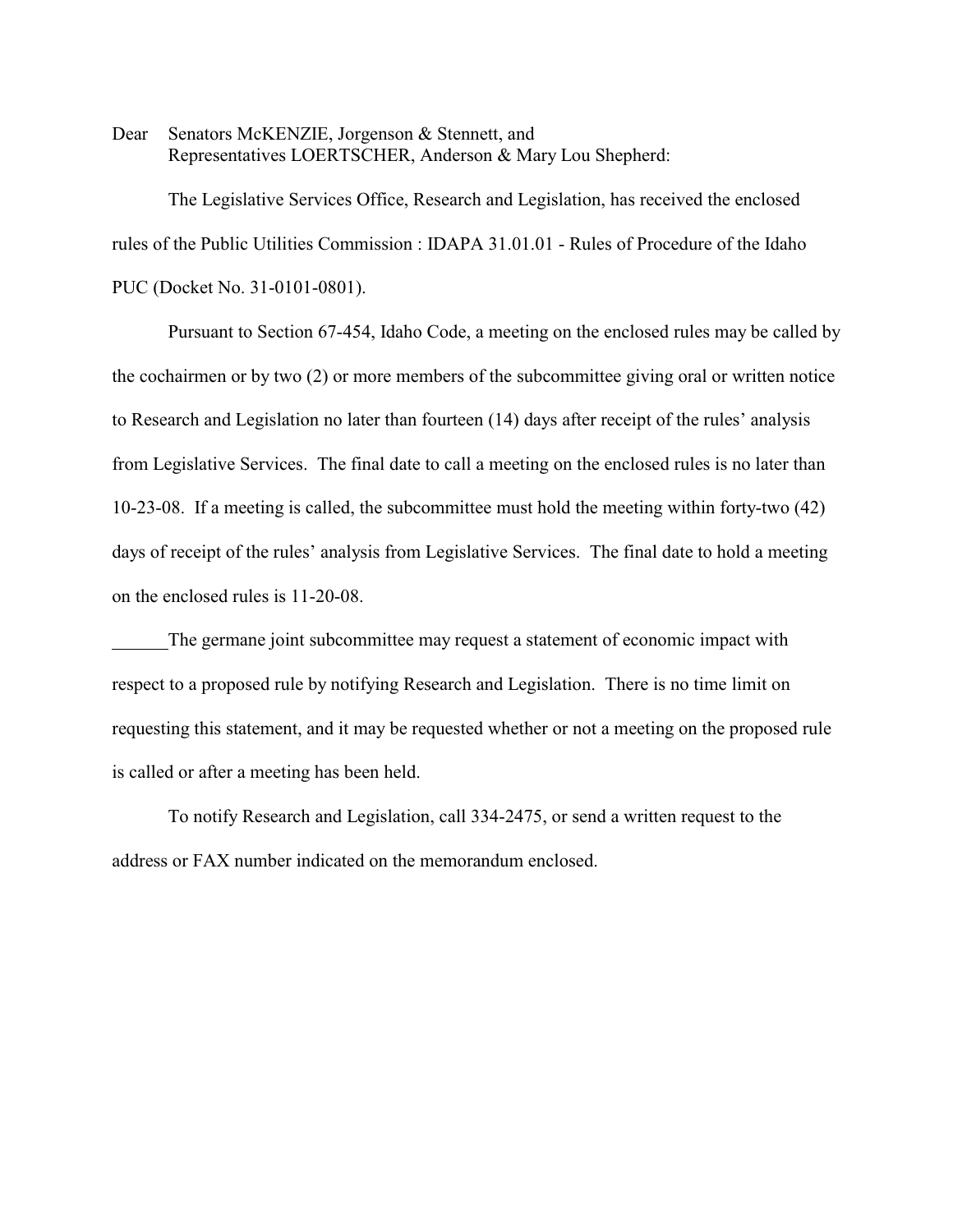Dear Senators McKENZIE, Jorgenson & Stennett, and
Representatives LOERTSCHER, Anderson & Mary Lou Shepherd:

The Legislative Services Office, Research and Legislation, has received the enclosed rules of the Public Utilities Commission : IDAPA 31.01.01 - Rules of Procedure of the Idaho PUC (Docket No. 31-0101-0801).

Pursuant to Section 67-454, Idaho Code, a meeting on the enclosed rules may be called by the cochairmen or by two (2) or more members of the subcommittee giving oral or written notice to Research and Legislation no later than fourteen (14) days after receipt of the rules' analysis from Legislative Services. The final date to call a meeting on the enclosed rules is no later than 10-23-08. If a meeting is called, the subcommittee must hold the meeting within forty-two (42) days of receipt of the rules' analysis from Legislative Services. The final date to hold a meeting on the enclosed rules is 11-20-08.

______The germane joint subcommittee may request a statement of economic impact with respect to a proposed rule by notifying Research and Legislation. There is no time limit on requesting this statement, and it may be requested whether or not a meeting on the proposed rule is called or after a meeting has been held.

To notify Research and Legislation, call 334-2475, or send a written request to the address or FAX number indicated on the memorandum enclosed.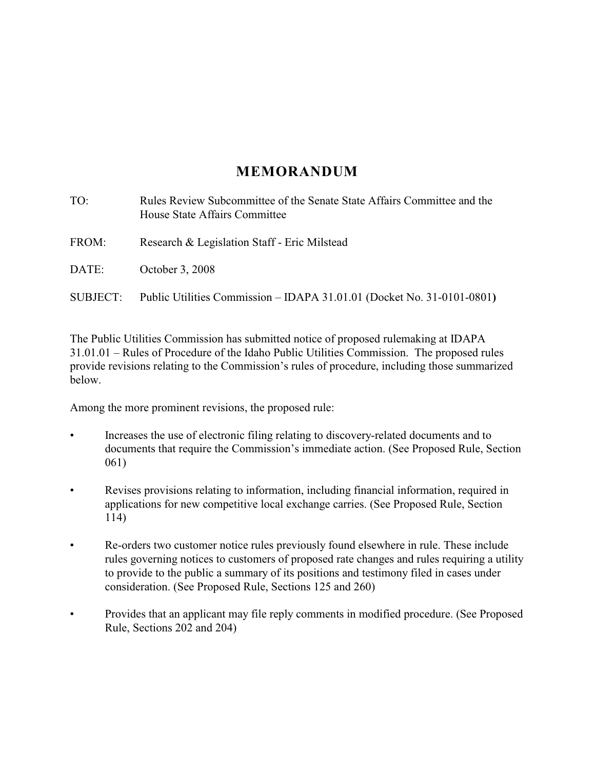# MEMORANDUM

TO: Rules Review Subcommittee of the Senate State Affairs Committee and the House State Affairs Committee

FROM: Research & Legislation Staff - Eric Milstead

DATE: October 3, 2008

SUBJECT: Public Utilities Commission – IDAPA 31.01.01 (Docket No. 31-0101-0801)

The Public Utilities Commission has submitted notice of proposed rulemaking at IDAPA 31.01.01 – Rules of Procedure of the Idaho Public Utilities Commission. The proposed rules provide revisions relating to the Commission's rules of procedure, including those summarized below.

Among the more prominent revisions, the proposed rule:

- Increases the use of electronic filing relating to discovery-related documents and to documents that require the Commission's immediate action. (See Proposed Rule, Section 061)
- Revises provisions relating to information, including financial information, required in applications for new competitive local exchange carries. (See Proposed Rule, Section 114)
- Re-orders two customer notice rules previously found elsewhere in rule. These include rules governing notices to customers of proposed rate changes and rules requiring a utility to provide to the public a summary of its positions and testimony filed in cases under consideration. (See Proposed Rule, Sections 125 and 260)
- Provides that an applicant may file reply comments in modified procedure. (See Proposed Rule, Sections 202 and 204)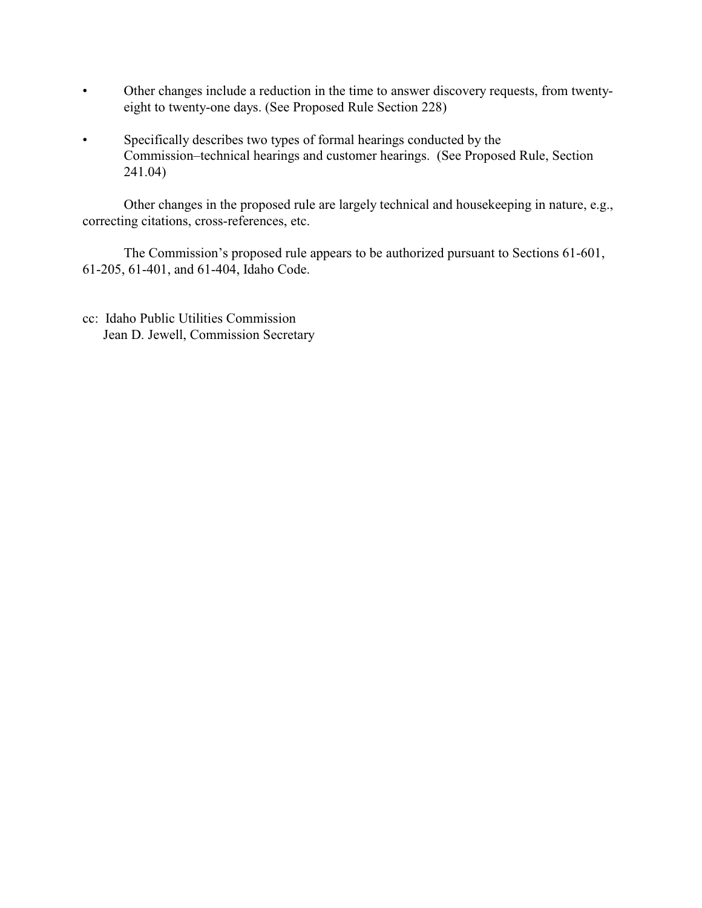- Other changes include a reduction in the time to answer discovery requests, from twenty-eight to twenty-one days. (See Proposed Rule Section 228)

- Specifically describes two types of formal hearings conducted by the Commission–technical hearings and customer hearings. (See Proposed Rule, Section 241.04)

Other changes in the proposed rule are largely technical and housekeeping in nature, e.g., correcting citations, cross-references, etc.

The Commission's proposed rule appears to be authorized pursuant to Sections 61-601, 61-205, 61-401, and 61-404, Idaho Code.

cc: Idaho Public Utilities Commission
Jean D. Jewell, Commission Secretary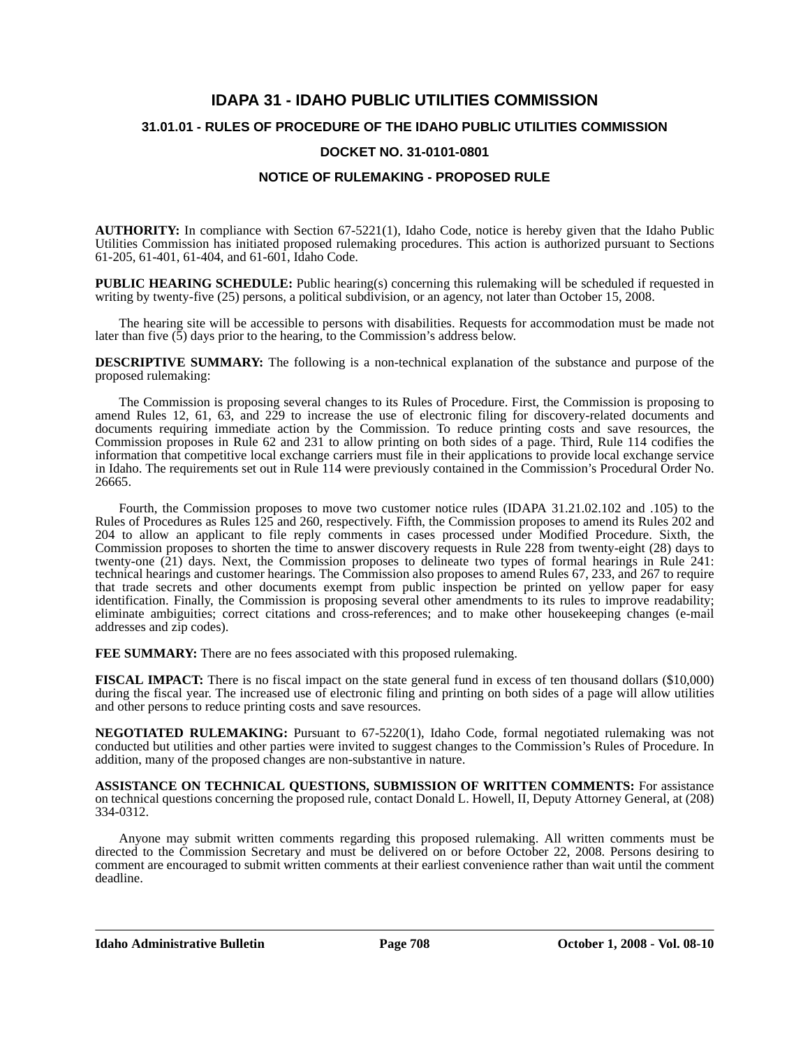# IDAPA 31 - IDAHO PUBLIC UTILITIES COMMISSION

## 31.01.01 - RULES OF PROCEDURE OF THE IDAHO PUBLIC UTILITIES COMMISSION

## DOCKET NO. 31-0101-0801

## NOTICE OF RULEMAKING - PROPOSED RULE

**AUTHORITY:** In compliance with Section 67-5221(1), Idaho Code, notice is hereby given that the Idaho Public Utilities Commission has initiated proposed rulemaking procedures. This action is authorized pursuant to Sections 61-205, 61-401, 61-404, and 61-601, Idaho Code.

**PUBLIC HEARING SCHEDULE:** Public hearing(s) concerning this rulemaking will be scheduled if requested in writing by twenty-five (25) persons, a political subdivision, or an agency, not later than October 15, 2008.

The hearing site will be accessible to persons with disabilities. Requests for accommodation must be made not later than five (5) days prior to the hearing, to the Commission's address below.

**DESCRIPTIVE SUMMARY:** The following is a non-technical explanation of the substance and purpose of the proposed rulemaking:

The Commission is proposing several changes to its Rules of Procedure. First, the Commission is proposing to amend Rules 12, 61, 63, and 229 to increase the use of electronic filing for discovery-related documents and documents requiring immediate action by the Commission. To reduce printing costs and save resources, the Commission proposes in Rule 62 and 231 to allow printing on both sides of a page. Third, Rule 114 codifies the information that competitive local exchange carriers must file in their applications to provide local exchange service in Idaho. The requirements set out in Rule 114 were previously contained in the Commission's Procedural Order No. 26665.

Fourth, the Commission proposes to move two customer notice rules (IDAPA 31.21.02.102 and .105) to the Rules of Procedures as Rules 125 and 260, respectively. Fifth, the Commission proposes to amend its Rules 202 and 204 to allow an applicant to file reply comments in cases processed under Modified Procedure. Sixth, the Commission proposes to shorten the time to answer discovery requests in Rule 228 from twenty-eight (28) days to twenty-one (21) days. Next, the Commission proposes to delineate two types of formal hearings in Rule 241: technical hearings and customer hearings. The Commission also proposes to amend Rules 67, 233, and 267 to require that trade secrets and other documents exempt from public inspection be printed on yellow paper for easy identification. Finally, the Commission is proposing several other amendments to its rules to improve readability; eliminate ambiguities; correct citations and cross-references; and to make other housekeeping changes (e-mail addresses and zip codes).

**FEE SUMMARY:** There are no fees associated with this proposed rulemaking.

**FISCAL IMPACT:** There is no fiscal impact on the state general fund in excess of ten thousand dollars ($10,000) during the fiscal year. The increased use of electronic filing and printing on both sides of a page will allow utilities and other persons to reduce printing costs and save resources.

**NEGOTIATED RULEMAKING:** Pursuant to 67-5220(1), Idaho Code, formal negotiated rulemaking was not conducted but utilities and other parties were invited to suggest changes to the Commission's Rules of Procedure. In addition, many of the proposed changes are non-substantive in nature.

**ASSISTANCE ON TECHNICAL QUESTIONS, SUBMISSION OF WRITTEN COMMENTS:** For assistance on technical questions concerning the proposed rule, contact Donald L. Howell, II, Deputy Attorney General, at (208) 334-0312.

Anyone may submit written comments regarding this proposed rulemaking. All written comments must be directed to the Commission Secretary and must be delivered on or before October 22, 2008. Persons desiring to comment are encouraged to submit written comments at their earliest convenience rather than wait until the comment deadline.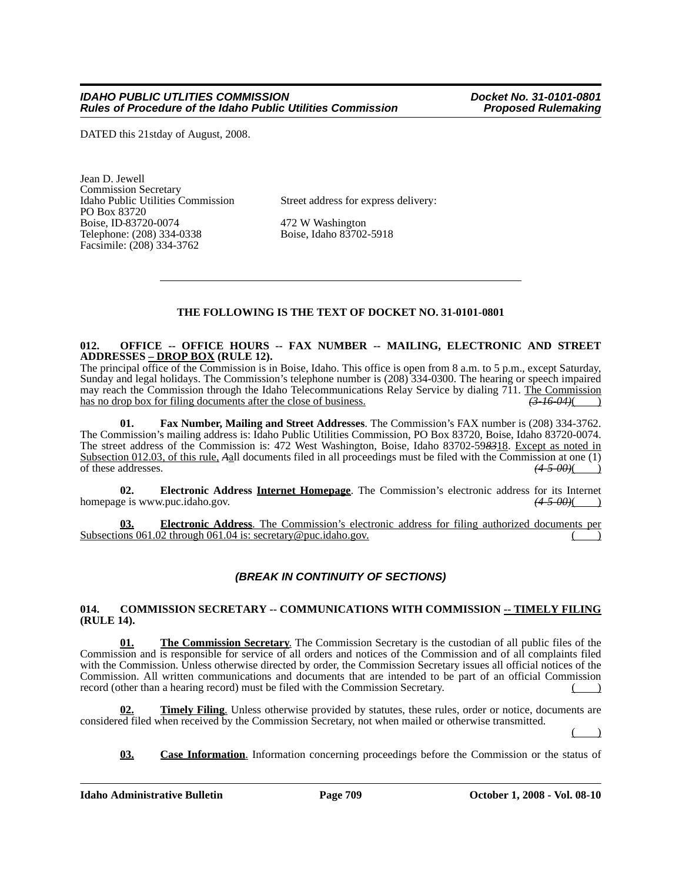DATED this 21stday of August, 2008.

Jean D. Jewell
Commission Secretary
Idaho Public Utilities Commission
PO Box 83720
Boise, ID-83720-0074
Telephone: (208) 334-0338
Facsimile: (208) 334-3762

Street address for express delivery:

472 W Washington
Boise, Idaho 83702-5918

---

**THE FOLLOWING IS THE TEXT OF DOCKET NO. 31-0101-0801**

**012. OFFICE -- OFFICE HOURS -- FAX NUMBER -- MAILING, ELECTRONIC AND STREET ADDRESSES – DROP BOX (RULE 12).**

The principal office of the Commission is in Boise, Idaho. This office is open from 8 a.m. to 5 p.m., except Saturday, Sunday and legal holidays. The Commission's telephone number is (208) 334-0300. The hearing or speech impaired may reach the Commission through the Idaho Telecommunications Relay Service by dialing 711. The Commission has no drop box for filing documents after the close of business. ~~*(3-16-04)*~~( )

**01. Fax Number, Mailing and Street Addresses**. The Commission's FAX number is (208) 334-3762. The Commission's mailing address is: Idaho Public Utilities Commission, PO Box 83720, Boise, Idaho 83720-0074. The street address of the Commission is: 472 West Washington, Boise, Idaho 83702-59~~*83*~~18. Except as noted in Subsection 012.03, of this rule, ~~*A*~~all documents filed in all proceedings must be filed with the Commission at one (1) of these addresses. ~~*(4-5-00)*~~( )

**02. Electronic Address Internet Homepage**. The Commission's electronic address for its Internet homepage is www.puc.idaho.gov. ~~*(4-5-00)*~~( )

**03. Electronic Address**. The Commission's electronic address for filing authorized documents per Subsections 061.02 through 061.04 is: secretary@puc.idaho.gov. ( )

***(BREAK IN CONTINUITY OF SECTIONS)***

**014. COMMISSION SECRETARY -- COMMUNICATIONS WITH COMMISSION -- TIMELY FILING (RULE 14).**

**01. The Commission Secretary**. The Commission Secretary is the custodian of all public files of the Commission and is responsible for service of all orders and notices of the Commission and of all complaints filed with the Commission. Unless otherwise directed by order, the Commission Secretary issues all official notices of the Commission. All written communications and documents that are intended to be part of an official Commission record (other than a hearing record) must be filed with the Commission Secretary. ( )

**02. Timely Filing**. Unless otherwise provided by statutes, these rules, order or notice, documents are considered filed when received by the Commission Secretary, not when mailed or otherwise transmitted. ( )

**03. Case Information**. Information concerning proceedings before the Commission or the status of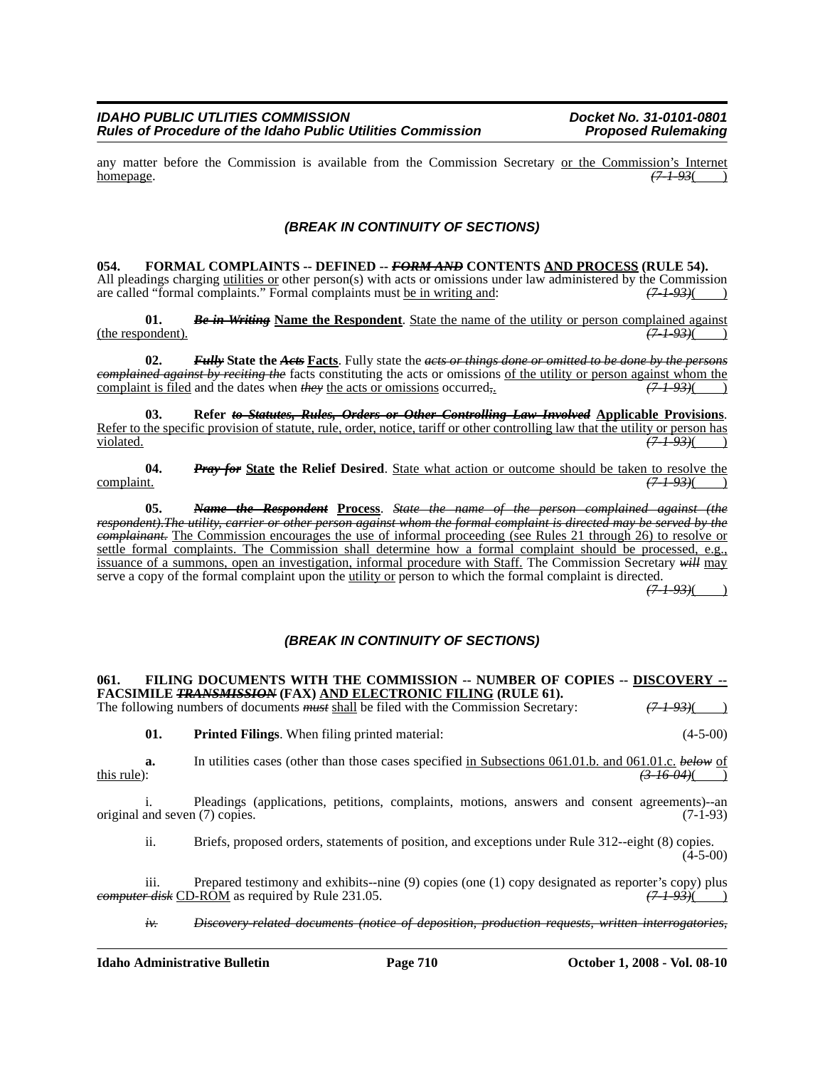any matter before the Commission is available from the Commission Secretary or the Commission's Internet homepage. *(7-1-93)*( )

***(BREAK IN CONTINUITY OF SECTIONS)***

**054. FORMAL COMPLAINTS -- DEFINED -- *FORM AND* CONTENTS AND PROCESS (RULE 54).**
All pleadings charging utilities or other person(s) with acts or omissions under law administered by the Commission are called "formal complaints." Formal complaints must be in writing and: *(7-1-93)*( )

**01.** ***Be in Writing* Name the Respondent**. State the name of the utility or person complained against (the respondent). *(7-1-93)*( )

**02.** ***Fully* State the *Acts* Facts**. Fully state the *acts or things done or omitted to be done by the persons complained against by reciting the* facts constituting the acts or omissions of the utility or person against whom the complaint is filed and the dates when *they* the acts or omissions occurred*,*. *(7-1-93)*( )

**03. Refer *to Statutes, Rules, Orders or Other Controlling Law Involved* Applicable Provisions**. Refer to the specific provision of statute, rule, order, notice, tariff or other controlling law that the utility or person has violated. *(7-1-93)*( )

**04.** ***Pray for* State the Relief Desired**. State what action or outcome should be taken to resolve the complaint. *(7-1-93)*( )

**05.** ***Name the Respondent* Process**. *State the name of the person complained against (the respondent).The utility, carrier or other person against whom the formal complaint is directed may be served by the complainant.* The Commission encourages the use of informal proceeding (see Rules 21 through 26) to resolve or settle formal complaints. The Commission shall determine how a formal complaint should be processed, e.g., issuance of a summons, open an investigation, informal procedure with Staff. The Commission Secretary *will* may serve a copy of the formal complaint upon the utility or person to which the formal complaint is directed. *(7-1-93)*( )

***(BREAK IN CONTINUITY OF SECTIONS)***

**061. FILING DOCUMENTS WITH THE COMMISSION -- NUMBER OF COPIES -- DISCOVERY -- FACSIMILE *TRANSMISSION* (FAX) AND ELECTRONIC FILING (RULE 61).**
The following numbers of documents *must* shall be filed with the Commission Secretary: *(7-1-93)*( )

**01. Printed Filings**. When filing printed material: (4-5-00)

**a.** In utilities cases (other than those cases specified in Subsections 061.01.b. and 061.01.c. *below* of this rule): *(3-16-04)*( )

i. Pleadings (applications, petitions, complaints, motions, answers and consent agreements)--an original and seven (7) copies. (7-1-93)

ii. Briefs, proposed orders, statements of position, and exceptions under Rule 312--eight (8) copies. (4-5-00)

iii. Prepared testimony and exhibits--nine (9) copies (one (1) copy designated as reporter's copy) plus *computer disk* CD-ROM as required by Rule 231.05. *(7-1-93)*( )

*iv. Discovery-related documents (notice of deposition, production requests, written interrogatories,*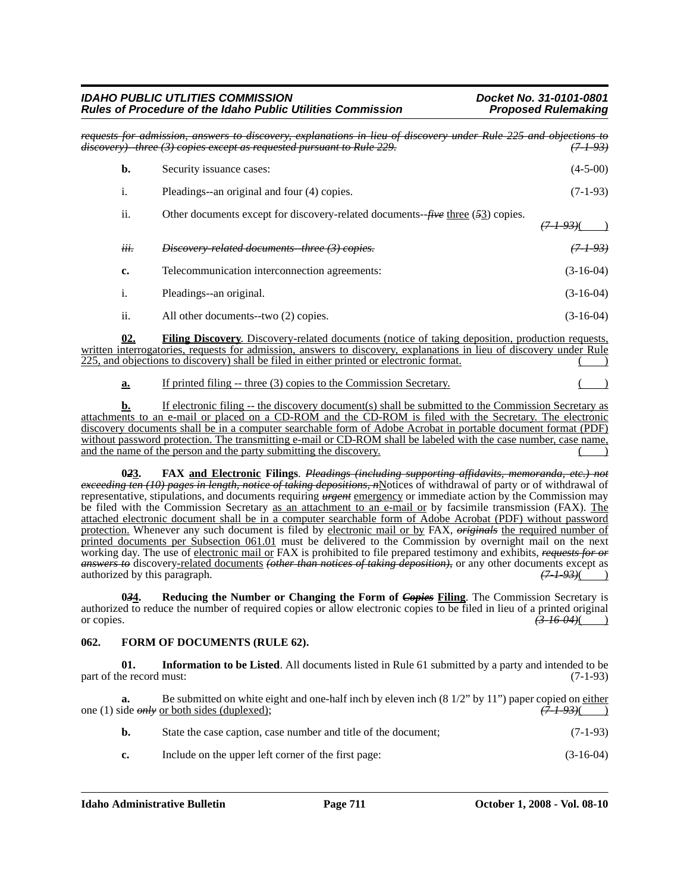~~*requests for admission, answers to discovery, explanations in lieu of discovery under Rule 225 and objections to discovery)--three (3) copies except as requested pursuant to Rule 229.*~~ ~~*(7-1-93)*~~

**b.** Security issuance cases: (4-5-00)

i. Pleadings--an original and four (4) copies. (7-1-93)

ii. Other documents except for discovery-related documents--~~*five*~~ <u>three</u> (~~*5*~~<u>3</u>) copies. ~~*(7-1-93)*~~(    )

~~*iii.*~~ ~~*Discovery-related documents--three (3) copies.*~~ ~~*(7-1-93)*~~

**c.** Telecommunication interconnection agreements: (3-16-04)

i. Pleadings--an original. (3-16-04)

ii. All other documents--two (2) copies. (3-16-04)

<u>**02.**</u> <u>**Filing Discovery**. Discovery-related documents (notice of taking deposition, production requests, written interrogatories, requests for admission, answers to discovery, explanations in lieu of discovery under Rule 225, and objections to discovery) shall be filed in either printed or electronic format.</u> (    )

<u>**a.**</u> <u>If printed filing -- three (3) copies to the Commission Secretary.</u> (    )

<u>**b.**</u> <u>If electronic filing -- the discovery document(s) shall be submitted to the Commission Secretary as attachments to an e-mail or placed on a CD-ROM and the CD-ROM is filed with the Secretary. The electronic discovery documents shall be in a computer searchable form of Adobe Acrobat in portable document format (PDF) without password protection. The transmitting e-mail or CD-ROM shall be labeled with the case number, case name, and the name of the person and the party submitting the discovery.</u> (    )

**0~~*2*~~<u>3</u>.** **FAX <u>and Electronic</u> Filings**. ~~*Pleadings (including supporting affidavits, memoranda, etc.) not exceeding ten (10) pages in length, notice of taking depositions, n*~~<u>N</u>otices of withdrawal of party or of withdrawal of representative, stipulations, and documents requiring ~~*urgent*~~ <u>emergency</u> or immediate action by the Commission may be filed with the Commission Secretary <u>as an attachment to an e-mail or</u> by facsimile transmission (FAX). <u>The attached electronic document shall be in a computer searchable form of Adobe Acrobat (PDF) without password protection.</u> Whenever any such document is filed by <u>electronic mail or by</u> FAX, ~~*originals*~~ <u>the required number of printed documents per Subsection 061.01</u> must be delivered to the Commission by overnight mail on the next working day. The use of <u>electronic mail or</u> FAX is prohibited to file prepared testimony and exhibits, ~~*requests for or answers to*~~ discovery<u>-related documents</u> ~~*(other than notices of taking deposition),*~~ or any other documents except as authorized by this paragraph. ~~*(7-1-93)*~~(    )

**0~~*3*~~<u>4</u>.** **Reducing the Number or Changing the Form of ~~*Copies*~~ <u>Filing</u>**. The Commission Secretary is authorized to reduce the number of required copies or allow electronic copies to be filed in lieu of a printed original or copies. ~~*(3-16-04)*~~(    )

### 062. FORM OF DOCUMENTS (RULE 62).

**01.** **Information to be Listed**. All documents listed in Rule 61 submitted by a party and intended to be part of the record must: (7-1-93)

**a.** Be submitted on white eight and one-half inch by eleven inch (8 1/2" by 11") paper copied on <u>either</u> one (1) side ~~*only*~~ <u>or both sides (duplexed)</u>; ~~*(7-1-93)*~~(    )

**b.** State the case caption, case number and title of the document; (7-1-93)

**c.** Include on the upper left corner of the first page: (3-16-04)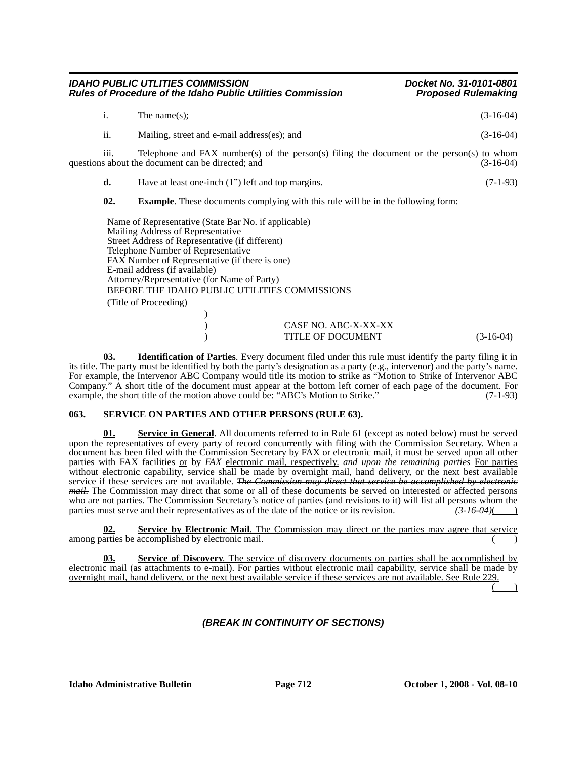i. The name(s); (3-16-04)

ii. Mailing, street and e-mail address(es); and (3-16-04)

iii. Telephone and FAX number(s) of the person(s) filing the document or the person(s) to whom questions about the document can be directed; and (3-16-04)

**d.** Have at least one-inch (1") left and top margins. (7-1-93)

**02. Example**. These documents complying with this rule will be in the following form:

Name of Representative (State Bar No. if applicable)
Mailing Address of Representative
Street Address of Representative (if different)
Telephone Number of Representative
FAX Number of Representative (if there is one)
E-mail address (if available)
Attorney/Representative (for Name of Party)
BEFORE THE IDAHO PUBLIC UTILITIES COMMISSIONS
(Title of Proceeding)

```
                    )
                    )          CASE NO. ABC-X-XX-XX
                    )          TITLE OF DOCUMENT
```

(3-16-04)

**03. Identification of Parties**. Every document filed under this rule must identify the party filing it in its title. The party must be identified by both the party's designation as a party (e.g., intervenor) and the party's name. For example, the Intervenor ABC Company would title its motion to strike as "Motion to Strike of Intervenor ABC Company." A short title of the document must appear at the bottom left corner of each page of the document. For example, the short title of the motion above could be: "ABC's Motion to Strike." (7-1-93)

### 063. SERVICE ON PARTIES AND OTHER PERSONS (RULE 63).

**01. Service in General**. All documents referred to in Rule 61 (except as noted below) must be served upon the representatives of every party of record concurrently with filing with the Commission Secretary. When a document has been filed with the Commission Secretary by FAX or electronic mail, it must be served upon all other parties with FAX facilities or by ~~*FAX*~~ electronic mail, respectively. ~~*and upon the remaining parties*~~ For parties without electronic capability, service shall be made by overnight mail, hand delivery, or the next best available service if these services are not available. ~~*The Commission may direct that service be accomplished by electronic mail.*~~ The Commission may direct that some or all of these documents be served on interested or affected persons who are not parties. The Commission Secretary's notice of parties (and revisions to it) will list all persons whom the parties must serve and their representatives as of the date of the notice or its revision. ~~*(3-16-04)*~~( )

**02. Service by Electronic Mail**. The Commission may direct or the parties may agree that service among parties be accomplished by electronic mail. ( )

**03. Service of Discovery**. The service of discovery documents on parties shall be accomplished by electronic mail (as attachments to e-mail). For parties without electronic mail capability, service shall be made by overnight mail, hand delivery, or the next best available service if these services are not available. See Rule 229. ( )

*(BREAK IN CONTINUITY OF SECTIONS)*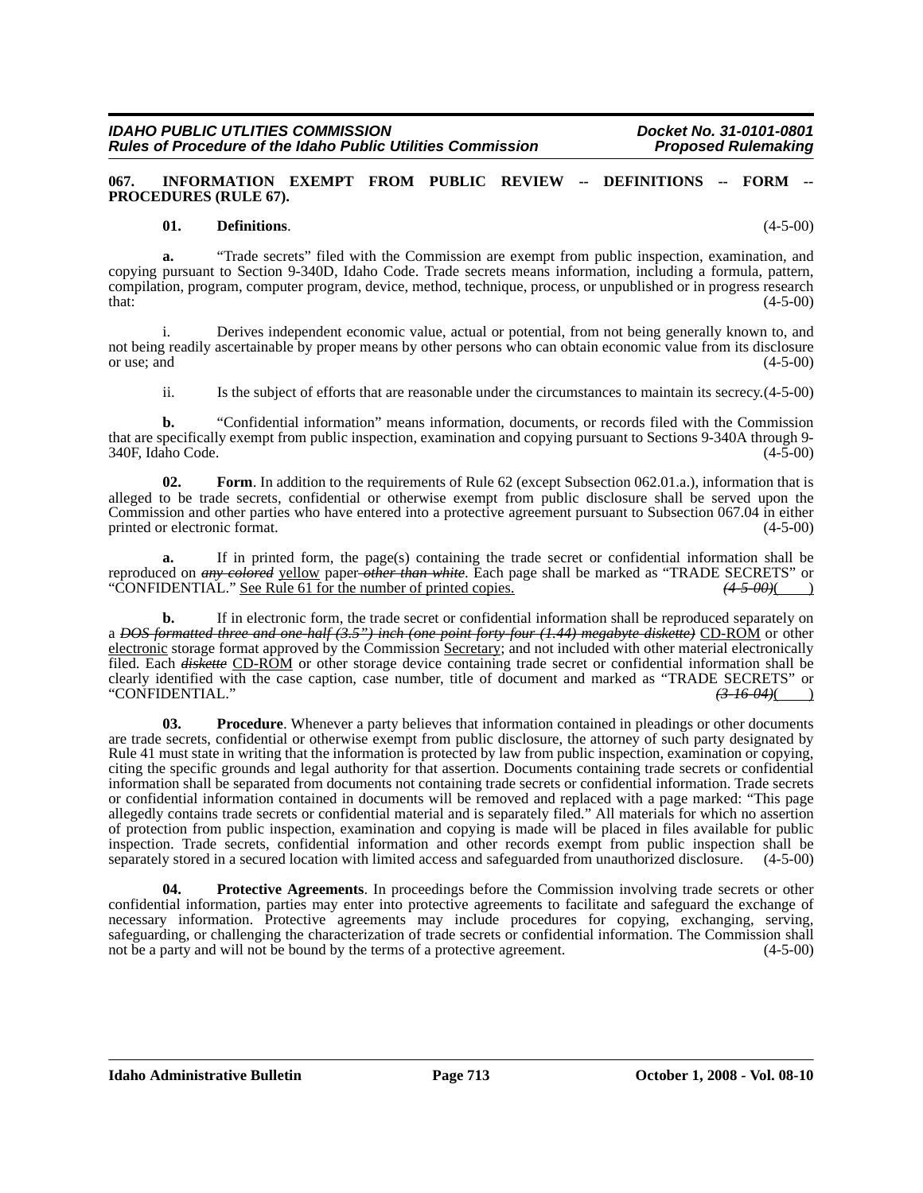**067. INFORMATION EXEMPT FROM PUBLIC REVIEW -- DEFINITIONS -- FORM -- PROCEDURES (RULE 67).**

**01. Definitions**. (4-5-00)

**a.** "Trade secrets" filed with the Commission are exempt from public inspection, examination, and copying pursuant to Section 9-340D, Idaho Code. Trade secrets means information, including a formula, pattern, compilation, program, computer program, device, method, technique, process, or unpublished or in progress research that: (4-5-00)

i. Derives independent economic value, actual or potential, from not being generally known to, and not being readily ascertainable by proper means by other persons who can obtain economic value from its disclosure or use; and (4-5-00)

ii. Is the subject of efforts that are reasonable under the circumstances to maintain its secrecy.(4-5-00)

**b.** "Confidential information" means information, documents, or records filed with the Commission that are specifically exempt from public inspection, examination and copying pursuant to Sections 9-340A through 9-340F, Idaho Code. (4-5-00)

**02. Form**. In addition to the requirements of Rule 62 (except Subsection 062.01.a.), information that is alleged to be trade secrets, confidential or otherwise exempt from public disclosure shall be served upon the Commission and other parties who have entered into a protective agreement pursuant to Subsection 067.04 in either printed or electronic format. (4-5-00)

**a.** If in printed form, the page(s) containing the trade secret or confidential information shall be reproduced on ~~*any colored*~~ <u>yellow</u> paper ~~*other than white*~~. Each page shall be marked as "TRADE SECRETS" or "CONFIDENTIAL." <u>See Rule 61 for the number of printed copies.</u> ~~*(4-5-00)*~~( )

**b.** If in electronic form, the trade secret or confidential information shall be reproduced separately on a ~~*DOS formatted three and one-half (3.5") inch (one point forty-four (1.44) megabyte diskette)*~~ <u>CD-ROM</u> or other <u>electronic</u> storage format approved by the Commission <u>Secretary</u>; and not included with other material electronically filed. Each ~~*diskette*~~ <u>CD-ROM</u> or other storage device containing trade secret or confidential information shall be clearly identified with the case caption, case number, title of document and marked as "TRADE SECRETS" or "CONFIDENTIAL." ~~*(3-16-04)*~~( )

**03. Procedure**. Whenever a party believes that information contained in pleadings or other documents are trade secrets, confidential or otherwise exempt from public disclosure, the attorney of such party designated by Rule 41 must state in writing that the information is protected by law from public inspection, examination or copying, citing the specific grounds and legal authority for that assertion. Documents containing trade secrets or confidential information shall be separated from documents not containing trade secrets or confidential information. Trade secrets or confidential information contained in documents will be removed and replaced with a page marked: "This page allegedly contains trade secrets or confidential material and is separately filed." All materials for which no assertion of protection from public inspection, examination and copying is made will be placed in files available for public inspection. Trade secrets, confidential information and other records exempt from public inspection shall be separately stored in a secured location with limited access and safeguarded from unauthorized disclosure. (4-5-00)

**04. Protective Agreements**. In proceedings before the Commission involving trade secrets or other confidential information, parties may enter into protective agreements to facilitate and safeguard the exchange of necessary information. Protective agreements may include procedures for copying, exchanging, serving, safeguarding, or challenging the characterization of trade secrets or confidential information. The Commission shall not be a party and will not be bound by the terms of a protective agreement. (4-5-00)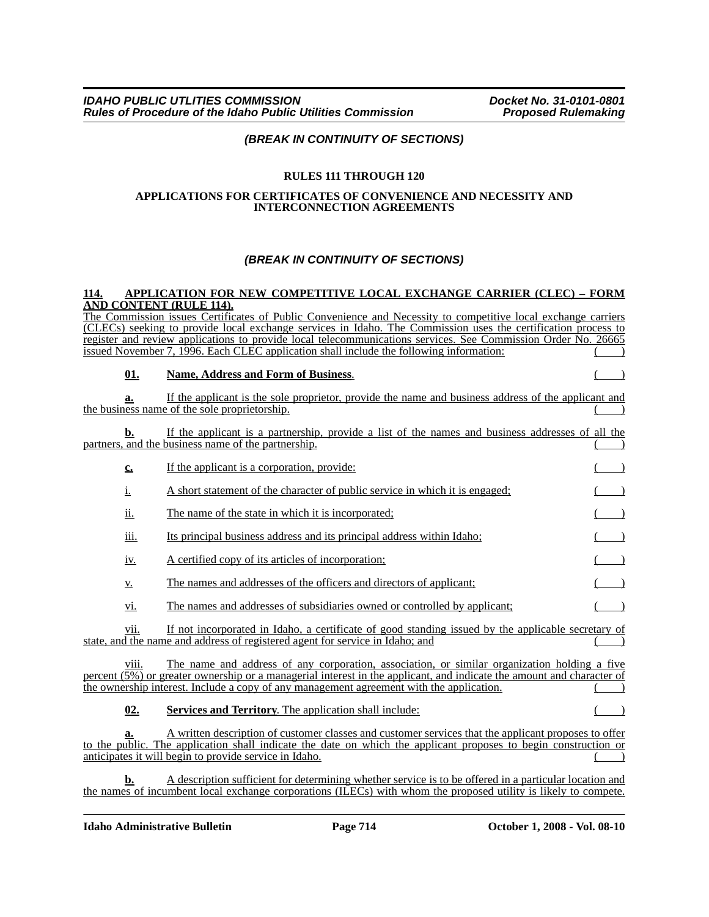*(BREAK IN CONTINUITY OF SECTIONS)*

**RULES 111 THROUGH 120**

**APPLICATIONS FOR CERTIFICATES OF CONVENIENCE AND NECESSITY AND INTERCONNECTION AGREEMENTS**

*(BREAK IN CONTINUITY OF SECTIONS)*

**114. APPLICATION FOR NEW COMPETITIVE LOCAL EXCHANGE CARRIER (CLEC) – FORM AND CONTENT (RULE 114).**

The Commission issues Certificates of Public Convenience and Necessity to competitive local exchange carriers (CLECs) seeking to provide local exchange services in Idaho. The Commission uses the certification process to register and review applications to provide local telecommunications services. See Commission Order No. 26665 issued November 7, 1996. Each CLEC application shall include the following information: ( )

**01. Name, Address and Form of Business**. ( )

**a.** If the applicant is the sole proprietor, provide the name and business address of the applicant and the business name of the sole proprietorship. ( )

**b.** If the applicant is a partnership, provide a list of the names and business addresses of all the partners, and the business name of the partnership. ( )

**c.** If the applicant is a corporation, provide: ( )

i. A short statement of the character of public service in which it is engaged; ( )

ii. The name of the state in which it is incorporated; ( )

iii. Its principal business address and its principal address within Idaho; ( )

iv. A certified copy of its articles of incorporation; ( )

v. The names and addresses of the officers and directors of applicant; ( )

vi. The names and addresses of subsidiaries owned or controlled by applicant; ( )

vii. If not incorporated in Idaho, a certificate of good standing issued by the applicable secretary of state, and the name and address of registered agent for service in Idaho; and ( )

viii. The name and address of any corporation, association, or similar organization holding a five percent (5%) or greater ownership or a managerial interest in the applicant, and indicate the amount and character of the ownership interest. Include a copy of any management agreement with the application. ( )

**02. Services and Territory**. The application shall include: ( )

**a.** A written description of customer classes and customer services that the applicant proposes to offer to the public. The application shall indicate the date on which the applicant proposes to begin construction or anticipates it will begin to provide service in Idaho. ( )

**b.** A description sufficient for determining whether service is to be offered in a particular location and the names of incumbent local exchange corporations (ILECs) with whom the proposed utility is likely to compete.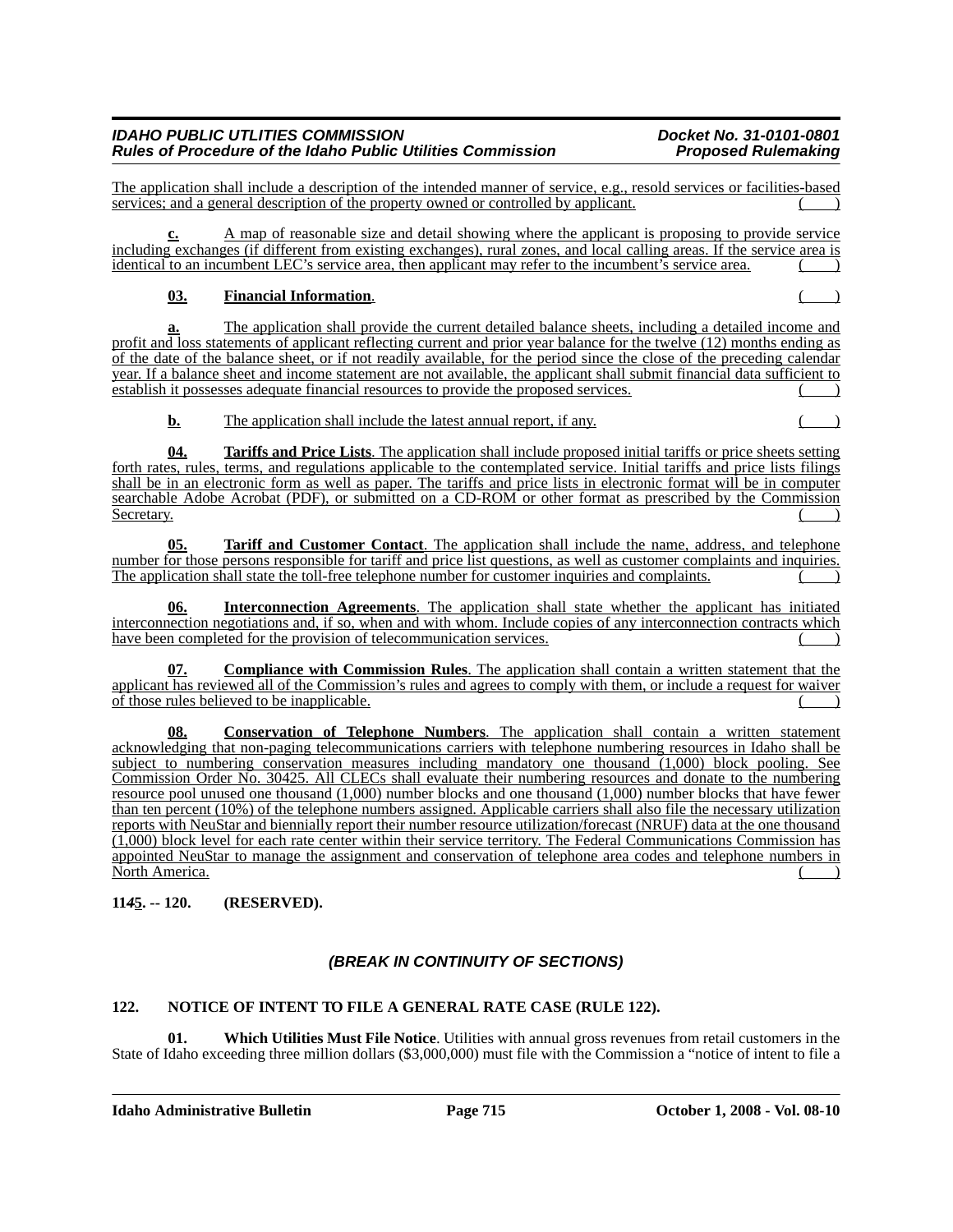The application shall include a description of the intended manner of service, e.g., resold services or facilities-based services; and a general description of the property owned or controlled by applicant. ( )

**c.** A map of reasonable size and detail showing where the applicant is proposing to provide service including exchanges (if different from existing exchanges), rural zones, and local calling areas. If the service area is identical to an incumbent LEC's service area, then applicant may refer to the incumbent's service area. ( )

**03. Financial Information**. ( )

**a.** The application shall provide the current detailed balance sheets, including a detailed income and profit and loss statements of applicant reflecting current and prior year balance for the twelve (12) months ending as of the date of the balance sheet, or if not readily available, for the period since the close of the preceding calendar year. If a balance sheet and income statement are not available, the applicant shall submit financial data sufficient to establish it possesses adequate financial resources to provide the proposed services. ( )

**b.** The application shall include the latest annual report, if any. ( )

**04. Tariffs and Price Lists**. The application shall include proposed initial tariffs or price sheets setting forth rates, rules, terms, and regulations applicable to the contemplated service. Initial tariffs and price lists filings shall be in an electronic form as well as paper. The tariffs and price lists in electronic format will be in computer searchable Adobe Acrobat (PDF), or submitted on a CD-ROM or other format as prescribed by the Commission Secretary. ( )

**05. Tariff and Customer Contact**. The application shall include the name, address, and telephone number for those persons responsible for tariff and price list questions, as well as customer complaints and inquiries. The application shall state the toll-free telephone number for customer inquiries and complaints. ( )

**06. Interconnection Agreements**. The application shall state whether the applicant has initiated interconnection negotiations and, if so, when and with whom. Include copies of any interconnection contracts which have been completed for the provision of telecommunication services. ( )

**07. Compliance with Commission Rules**. The application shall contain a written statement that the applicant has reviewed all of the Commission's rules and agrees to comply with them, or include a request for waiver of those rules believed to be inapplicable. ( )

**08. Conservation of Telephone Numbers**. The application shall contain a written statement acknowledging that non-paging telecommunications carriers with telephone numbering resources in Idaho shall be subject to numbering conservation measures including mandatory one thousand (1,000) block pooling. See Commission Order No. 30425. All CLECs shall evaluate their numbering resources and donate to the numbering resource pool unused one thousand (1,000) number blocks and one thousand (1,000) number blocks that have fewer than ten percent (10%) of the telephone numbers assigned. Applicable carriers shall also file the necessary utilization reports with NeuStar and biennially report their number resource utilization/forecast (NRUF) data at the one thousand (1,000) block level for each rate center within their service territory. The Federal Communications Commission has appointed NeuStar to manage the assignment and conservation of telephone area codes and telephone numbers in North America. ( )

**11*4*5. -- 120. (RESERVED).**

***(BREAK IN CONTINUITY OF SECTIONS)***

**122. NOTICE OF INTENT TO FILE A GENERAL RATE CASE (RULE 122).**

**01. Which Utilities Must File Notice**. Utilities with annual gross revenues from retail customers in the State of Idaho exceeding three million dollars ($3,000,000) must file with the Commission a "notice of intent to file a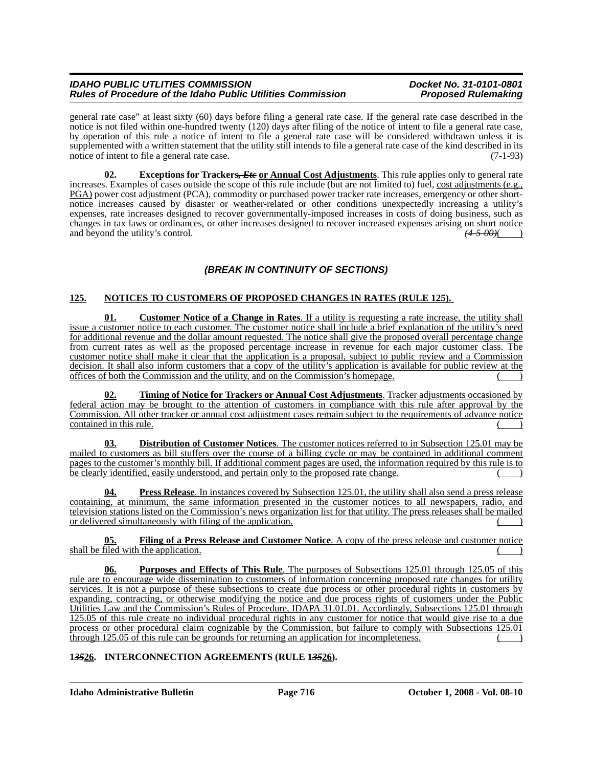general rate case" at least sixty (60) days before filing a general rate case. If the general rate case described in the notice is not filed within one-hundred twenty (120) days after filing of the notice of intent to file a general rate case, by operation of this rule a notice of intent to file a general rate case will be considered withdrawn unless it is supplemented with a written statement that the utility still intends to file a general rate case of the kind described in its notice of intent to file a general rate case. (7-1-93)

**02. Exceptions for Trackers~~, Etc~~ or Annual Cost Adjustments**. This rule applies only to general rate increases. Examples of cases outside the scope of this rule include (but are not limited to) fuel, cost adjustments (e.g., PGA) power cost adjustment (PCA), commodity or purchased power tracker rate increases, emergency or other short-notice increases caused by disaster or weather-related or other conditions unexpectedly increasing a utility's expenses, rate increases designed to recover governmentally-imposed increases in costs of doing business, such as changes in tax laws or ordinances, or other increases designed to recover increased expenses arising on short notice and beyond the utility's control. ~~(4-5-00)~~( )

***(BREAK IN CONTINUITY OF SECTIONS)***

**125. NOTICES TO CUSTOMERS OF PROPOSED CHANGES IN RATES (RULE 125).**

**01. Customer Notice of a Change in Rates**. If a utility is requesting a rate increase, the utility shall issue a customer notice to each customer. The customer notice shall include a brief explanation of the utility's need for additional revenue and the dollar amount requested. The notice shall give the proposed overall percentage change from current rates as well as the proposed percentage increase in revenue for each major customer class. The customer notice shall make it clear that the application is a proposal, subject to public review and a Commission decision. It shall also inform customers that a copy of the utility's application is available for public review at the offices of both the Commission and the utility, and on the Commission's homepage. ( )

**02. Timing of Notice for Trackers or Annual Cost Adjustments**. Tracker adjustments occasioned by federal action may be brought to the attention of customers in compliance with this rule after approval by the Commission. All other tracker or annual cost adjustment cases remain subject to the requirements of advance notice contained in this rule. ( )

**03. Distribution of Customer Notices**. The customer notices referred to in Subsection 125.01 may be mailed to customers as bill stuffers over the course of a billing cycle or may be contained in additional comment pages to the customer's monthly bill. If additional comment pages are used, the information required by this rule is to be clearly identified, easily understood, and pertain only to the proposed rate change. ( )

**04. Press Release**. In instances covered by Subsection 125.01, the utility shall also send a press release containing, at minimum, the same information presented in the customer notices to all newspapers, radio, and television stations listed on the Commission's news organization list for that utility. The press releases shall be mailed or delivered simultaneously with filing of the application. ( )

**05. Filing of a Press Release and Customer Notice**. A copy of the press release and customer notice shall be filed with the application. ( )

**06. Purposes and Effects of This Rule**. The purposes of Subsections 125.01 through 125.05 of this rule are to encourage wide dissemination to customers of information concerning proposed rate changes for utility services. It is not a purpose of these subsections to create due process or other procedural rights in customers by expanding, contracting, or otherwise modifying the notice and due process rights of customers under the Public Utilities Law and the Commission's Rules of Procedure, IDAPA 31.01.01. Accordingly, Subsections 125.01 through 125.05 of this rule create no individual procedural rights in any customer for notice that would give rise to a due process or other procedural claim cognizable by the Commission, but failure to comply with Subsections 125.01 through 125.05 of this rule can be grounds for returning an application for incompleteness. ( )

**1~~35~~26. INTERCONNECTION AGREEMENTS (RULE 1~~35~~26).**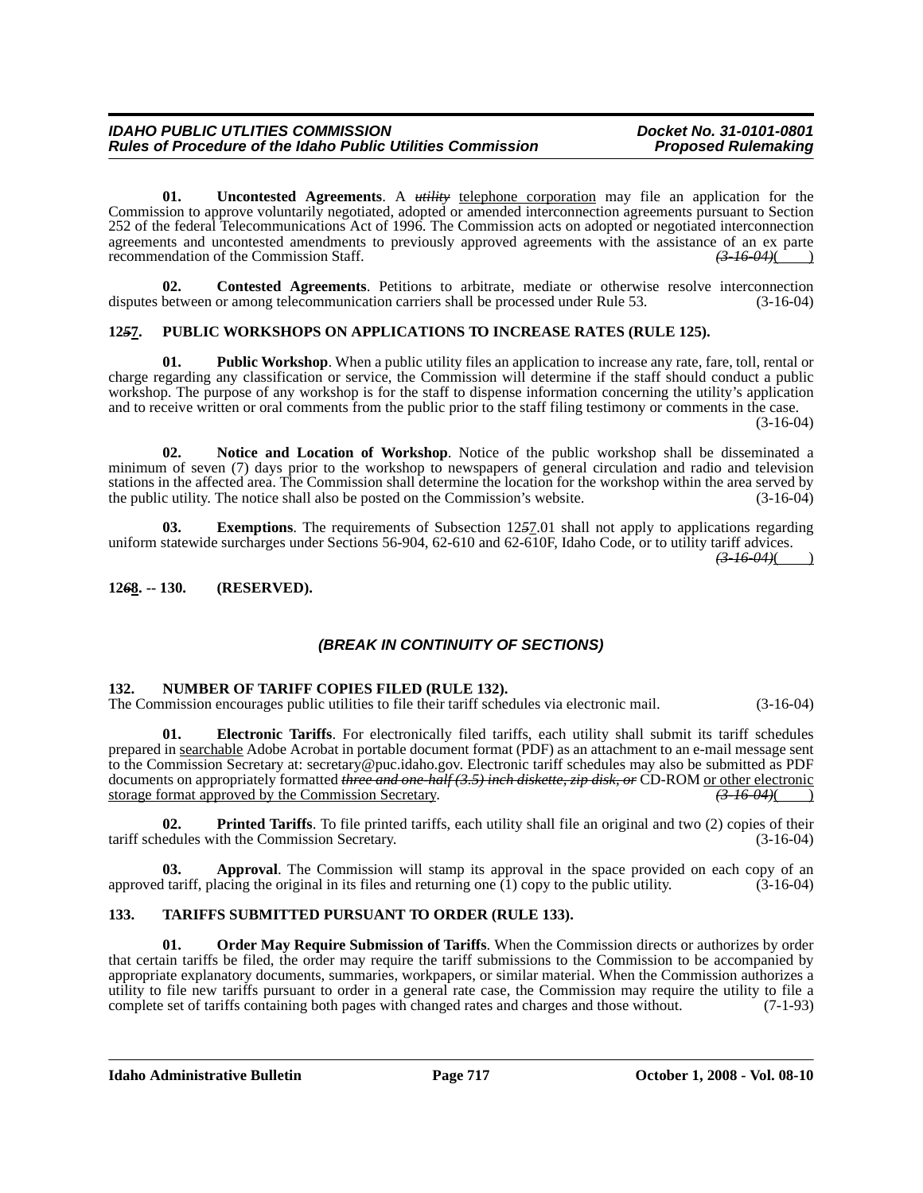**01. Uncontested Agreements**. A ~~*utility*~~ <u>telephone corporation</u> may file an application for the Commission to approve voluntarily negotiated, adopted or amended interconnection agreements pursuant to Section 252 of the federal Telecommunications Act of 1996. The Commission acts on adopted or negotiated interconnection agreements and uncontested amendments to previously approved agreements with the assistance of an ex parte recommendation of the Commission Staff. ~~*(3-16-04)*~~(    )

**02. Contested Agreements**. Petitions to arbitrate, mediate or otherwise resolve interconnection disputes between or among telecommunication carriers shall be processed under Rule 53. (3-16-04)

**12~~*5*~~<u>7</u>. PUBLIC WORKSHOPS ON APPLICATIONS TO INCREASE RATES (RULE 125).**

**01. Public Workshop**. When a public utility files an application to increase any rate, fare, toll, rental or charge regarding any classification or service, the Commission will determine if the staff should conduct a public workshop. The purpose of any workshop is for the staff to dispense information concerning the utility's application and to receive written or oral comments from the public prior to the staff filing testimony or comments in the case. (3-16-04)

**02. Notice and Location of Workshop**. Notice of the public workshop shall be disseminated a minimum of seven (7) days prior to the workshop to newspapers of general circulation and radio and television stations in the affected area. The Commission shall determine the location for the workshop within the area served by the public utility. The notice shall also be posted on the Commission's website. (3-16-04)

**03. Exemptions**. The requirements of Subsection 12~~*5*~~<u>7</u>.01 shall not apply to applications regarding uniform statewide surcharges under Sections 56-904, 62-610 and 62-610F, Idaho Code, or to utility tariff advices. ~~*(3-16-04)*~~(    )

**12~~*6*~~<u>8</u>. -- 130. (RESERVED).**

***(BREAK IN CONTINUITY OF SECTIONS)***

**132. NUMBER OF TARIFF COPIES FILED (RULE 132).**

The Commission encourages public utilities to file their tariff schedules via electronic mail. (3-16-04)

**01. Electronic Tariffs**. For electronically filed tariffs, each utility shall submit its tariff schedules prepared in <u>searchable</u> Adobe Acrobat in portable document format (PDF) as an attachment to an e-mail message sent to the Commission Secretary at: secretary@puc.idaho.gov. Electronic tariff schedules may also be submitted as PDF documents on appropriately formatted ~~*three and one-half (3.5) inch diskette, zip disk, or*~~ CD-ROM <u>or other electronic storage format approved by the Commission Secretary</u>. ~~*(3-16-04)*~~(    )

**02. Printed Tariffs**. To file printed tariffs, each utility shall file an original and two (2) copies of their tariff schedules with the Commission Secretary. (3-16-04)

**03. Approval**. The Commission will stamp its approval in the space provided on each copy of an approved tariff, placing the original in its files and returning one (1) copy to the public utility. (3-16-04)

**133. TARIFFS SUBMITTED PURSUANT TO ORDER (RULE 133).**

**01. Order May Require Submission of Tariffs**. When the Commission directs or authorizes by order that certain tariffs be filed, the order may require the tariff submissions to the Commission to be accompanied by appropriate explanatory documents, summaries, workpapers, or similar material. When the Commission authorizes a utility to file new tariffs pursuant to order in a general rate case, the Commission may require the utility to file a complete set of tariffs containing both pages with changed rates and charges and those without. (7-1-93)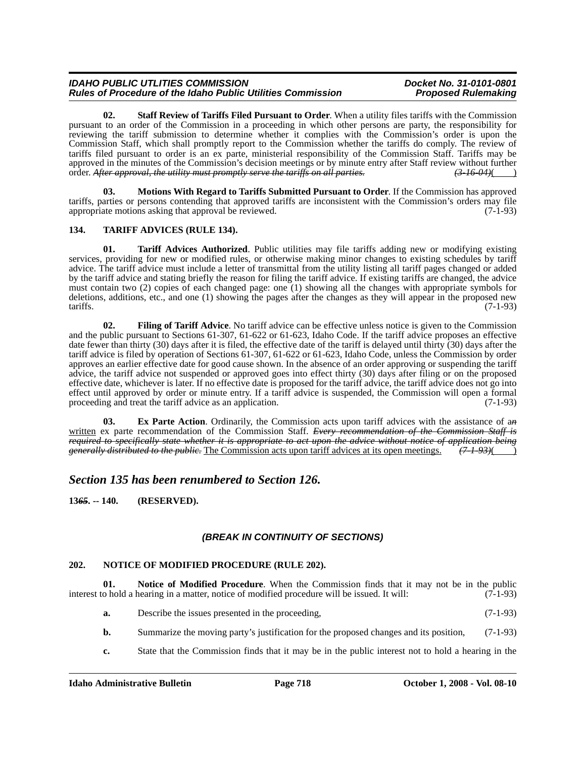**02. Staff Review of Tariffs Filed Pursuant to Order**. When a utility files tariffs with the Commission pursuant to an order of the Commission in a proceeding in which other persons are party, the responsibility for reviewing the tariff submission to determine whether it complies with the Commission's order is upon the Commission Staff, which shall promptly report to the Commission whether the tariffs do comply. The review of tariffs filed pursuant to order is an ex parte, ministerial responsibility of the Commission Staff. Tariffs may be approved in the minutes of the Commission's decision meetings or by minute entry after Staff review without further order. ~~*After approval, the utility must promptly serve the tariffs on all parties.*~~ ~~*(3-16-04)*~~( )

**03. Motions With Regard to Tariffs Submitted Pursuant to Order**. If the Commission has approved tariffs, parties or persons contending that approved tariffs are inconsistent with the Commission's orders may file appropriate motions asking that approval be reviewed. (7-1-93)

**134. TARIFF ADVICES (RULE 134).**

**01. Tariff Advices Authorized**. Public utilities may file tariffs adding new or modifying existing services, providing for new or modified rules, or otherwise making minor changes to existing schedules by tariff advice. The tariff advice must include a letter of transmittal from the utility listing all tariff pages changed or added by the tariff advice and stating briefly the reason for filing the tariff advice. If existing tariffs are changed, the advice must contain two (2) copies of each changed page: one (1) showing all the changes with appropriate symbols for deletions, additions, etc., and one (1) showing the pages after the changes as they will appear in the proposed new tariffs. (7-1-93)

**02. Filing of Tariff Advice**. No tariff advice can be effective unless notice is given to the Commission and the public pursuant to Sections 61-307, 61-622 or 61-623, Idaho Code. If the tariff advice proposes an effective date fewer than thirty (30) days after it is filed, the effective date of the tariff is delayed until thirty (30) days after the tariff advice is filed by operation of Sections 61-307, 61-622 or 61-623, Idaho Code, unless the Commission by order approves an earlier effective date for good cause shown. In the absence of an order approving or suspending the tariff advice, the tariff advice not suspended or approved goes into effect thirty (30) days after filing or on the proposed effective date, whichever is later. If no effective date is proposed for the tariff advice, the tariff advice does not go into effect until approved by order or minute entry. If a tariff advice is suspended, the Commission will open a formal proceeding and treat the tariff advice as an application. (7-1-93)

**03. Ex Parte Action**. Ordinarily, the Commission acts upon tariff advices with the assistance of a~~*n*~~ <u>written</u> ex parte recommendation of the Commission Staff. ~~*Every recommendation of the Commission Staff is required to specifically state whether it is appropriate to act upon the advice without notice of application being generally distributed to the public.*~~ <u>The Commission acts upon tariff advices at its open meetings.</u> ~~*(7-1-93)*~~( )

## *Section 135 has been renumbered to Section 126.*

**13~~*65*~~. -- 140. (RESERVED).**

### *(BREAK IN CONTINUITY OF SECTIONS)*

**202. NOTICE OF MODIFIED PROCEDURE (RULE 202).**

**01. Notice of Modified Procedure**. When the Commission finds that it may not be in the public interest to hold a hearing in a matter, notice of modified procedure will be issued. It will: (7-1-93)

**a.** Describe the issues presented in the proceeding, (7-1-93)

**b.** Summarize the moving party's justification for the proposed changes and its position, (7-1-93)

**c.** State that the Commission finds that it may be in the public interest not to hold a hearing in the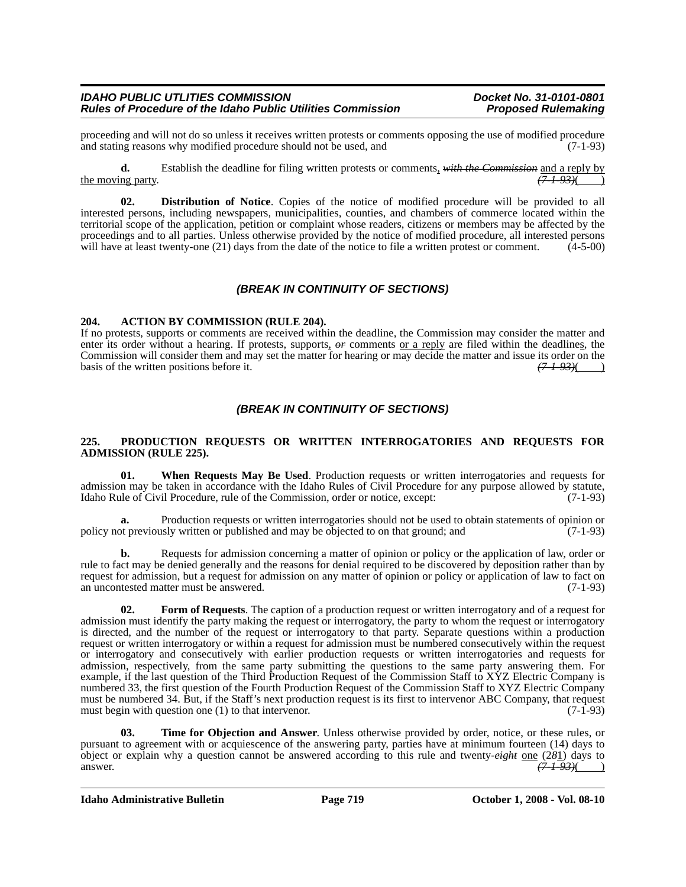proceeding and will not do so unless it receives written protests or comments opposing the use of modified procedure and stating reasons why modified procedure should not be used, and (7-1-93)

**d.** Establish the deadline for filing written protests or comments, ~~*with the Commission*~~ <u>and a reply by the moving party</u>. ~~*(7-1-93)*~~( )

**02. Distribution of Notice**. Copies of the notice of modified procedure will be provided to all interested persons, including newspapers, municipalities, counties, and chambers of commerce located within the territorial scope of the application, petition or complaint whose readers, citizens or members may be affected by the proceedings and to all parties. Unless otherwise provided by the notice of modified procedure, all interested persons will have at least twenty-one (21) days from the date of the notice to file a written protest or comment. (4-5-00)

### *(BREAK IN CONTINUITY OF SECTIONS)*

**204. ACTION BY COMMISSION (RULE 204).**

If no protests, supports or comments are received within the deadline, the Commission may consider the matter and enter its order without a hearing. If protests, supports, ~~*or*~~ comments <u>or a reply</u> are filed within the deadlines, the Commission will consider them and may set the matter for hearing or may decide the matter and issue its order on the basis of the written positions before it. ~~*(7-1-93)*~~( )

### *(BREAK IN CONTINUITY OF SECTIONS)*

**225. PRODUCTION REQUESTS OR WRITTEN INTERROGATORIES AND REQUESTS FOR ADMISSION (RULE 225).**

**01. When Requests May Be Used**. Production requests or written interrogatories and requests for admission may be taken in accordance with the Idaho Rules of Civil Procedure for any purpose allowed by statute, Idaho Rule of Civil Procedure, rule of the Commission, order or notice, except: (7-1-93)

**a.** Production requests or written interrogatories should not be used to obtain statements of opinion or policy not previously written or published and may be objected to on that ground; and (7-1-93)

**b.** Requests for admission concerning a matter of opinion or policy or the application of law, order or rule to fact may be denied generally and the reasons for denial required to be discovered by deposition rather than by request for admission, but a request for admission on any matter of opinion or policy or application of law to fact on an uncontested matter must be answered. (7-1-93)

**02. Form of Requests**. The caption of a production request or written interrogatory and of a request for admission must identify the party making the request or interrogatory, the party to whom the request or interrogatory is directed, and the number of the request or interrogatory to that party. Separate questions within a production request or written interrogatory or within a request for admission must be numbered consecutively within the request or interrogatory and consecutively with earlier production requests or written interrogatories and requests for admission, respectively, from the same party submitting the questions to the same party answering them. For example, if the last question of the Third Production Request of the Commission Staff to XYZ Electric Company is numbered 33, the first question of the Fourth Production Request of the Commission Staff to XYZ Electric Company must be numbered 34. But, if the Staff's next production request is its first to intervenor ABC Company, that request must begin with question one (1) to that intervenor. (7-1-93)

**03. Time for Objection and Answer**. Unless otherwise provided by order, notice, or these rules, or pursuant to agreement with or acquiescence of the answering party, parties have at minimum fourteen (14) days to object or explain why a question cannot be answered according to this rule and twenty-~~*eight*~~ <u>one</u> (2~~*8*~~<u>1</u>) days to answer. ~~*(7-1-93)*~~( )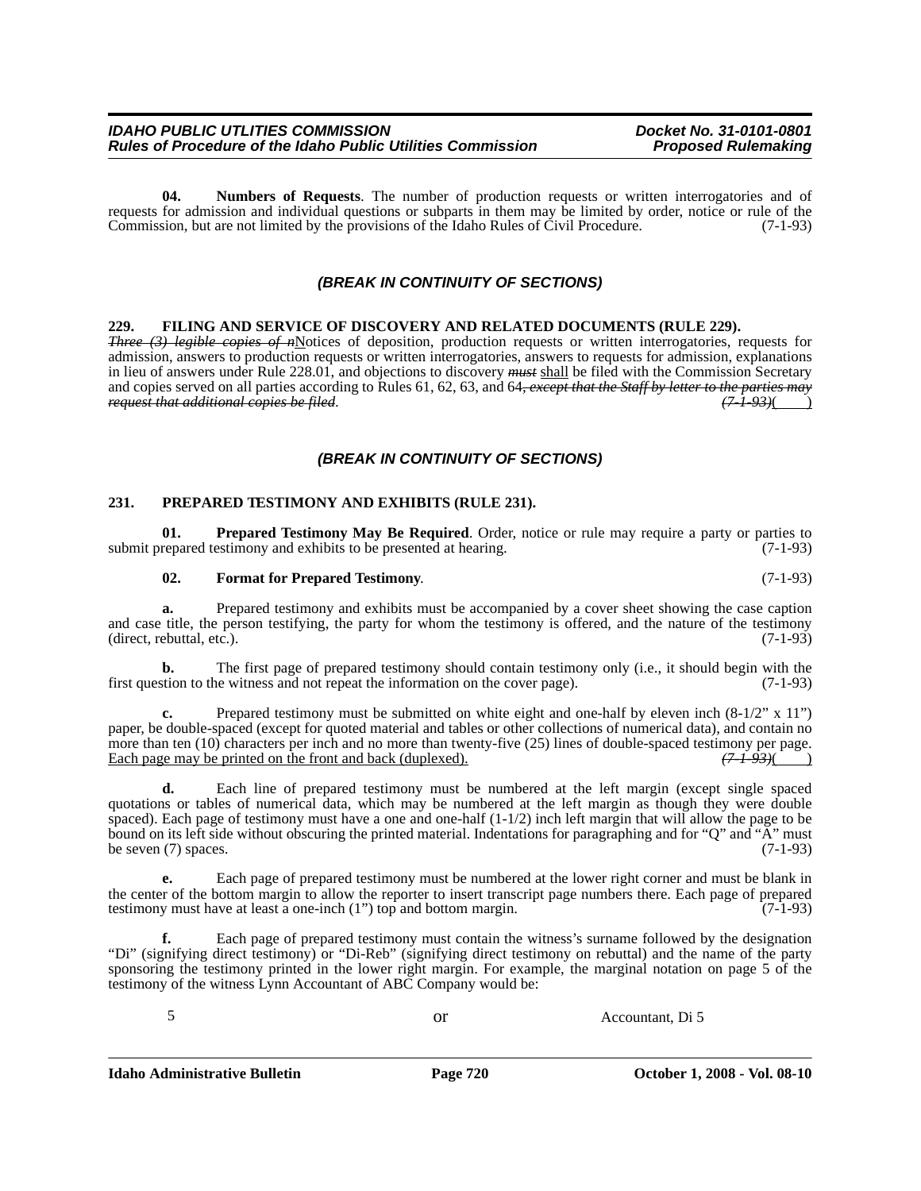**04. Numbers of Requests**. The number of production requests or written interrogatories and of requests for admission and individual questions or subparts in them may be limited by order, notice or rule of the Commission, but are not limited by the provisions of the Idaho Rules of Civil Procedure. (7-1-93)

***(BREAK IN CONTINUITY OF SECTIONS)***

**229. FILING AND SERVICE OF DISCOVERY AND RELATED DOCUMENTS (RULE 229).**

~~*Three (3) legible copies of n*~~Notices of deposition, production requests or written interrogatories, requests for admission, answers to production requests or written interrogatories, answers to requests for admission, explanations in lieu of answers under Rule 228.01, and objections to discovery ~~*must*~~ shall be filed with the Commission Secretary and copies served on all parties according to Rules 61, 62, 63, and 64~~*, except that the Staff by letter to the parties may request that additional copies be filed*~~. ~~*(7-1-93)*~~(        )

***(BREAK IN CONTINUITY OF SECTIONS)***

**231. PREPARED TESTIMONY AND EXHIBITS (RULE 231).**

**01. Prepared Testimony May Be Required**. Order, notice or rule may require a party or parties to submit prepared testimony and exhibits to be presented at hearing. (7-1-93)

**02. Format for Prepared Testimony**. (7-1-93)

**a.** Prepared testimony and exhibits must be accompanied by a cover sheet showing the case caption and case title, the person testifying, the party for whom the testimony is offered, and the nature of the testimony (direct, rebuttal, etc.). (7-1-93)

**b.** The first page of prepared testimony should contain testimony only (i.e., it should begin with the first question to the witness and not repeat the information on the cover page). (7-1-93)

**c.** Prepared testimony must be submitted on white eight and one-half by eleven inch (8-1/2" x 11") paper, be double-spaced (except for quoted material and tables or other collections of numerical data), and contain no more than ten (10) characters per inch and no more than twenty-five (25) lines of double-spaced testimony per page. Each page may be printed on the front and back (duplexed). ~~*(7-1-93)*~~(        )

**d.** Each line of prepared testimony must be numbered at the left margin (except single spaced quotations or tables of numerical data, which may be numbered at the left margin as though they were double spaced). Each page of testimony must have a one and one-half (1-1/2) inch left margin that will allow the page to be bound on its left side without obscuring the printed material. Indentations for paragraphing and for "Q" and "A" must be seven (7) spaces. (7-1-93)

**e.** Each page of prepared testimony must be numbered at the lower right corner and must be blank in the center of the bottom margin to allow the reporter to insert transcript page numbers there. Each page of prepared testimony must have at least a one-inch (1") top and bottom margin. (7-1-93)

**f.** Each page of prepared testimony must contain the witness's surname followed by the designation "Di" (signifying direct testimony) or "Di-Reb" (signifying direct testimony on rebuttal) and the name of the party sponsoring the testimony printed in the lower right margin. For example, the marginal notation on page 5 of the testimony of the witness Lynn Accountant of ABC Company would be:

5 or Accountant, Di 5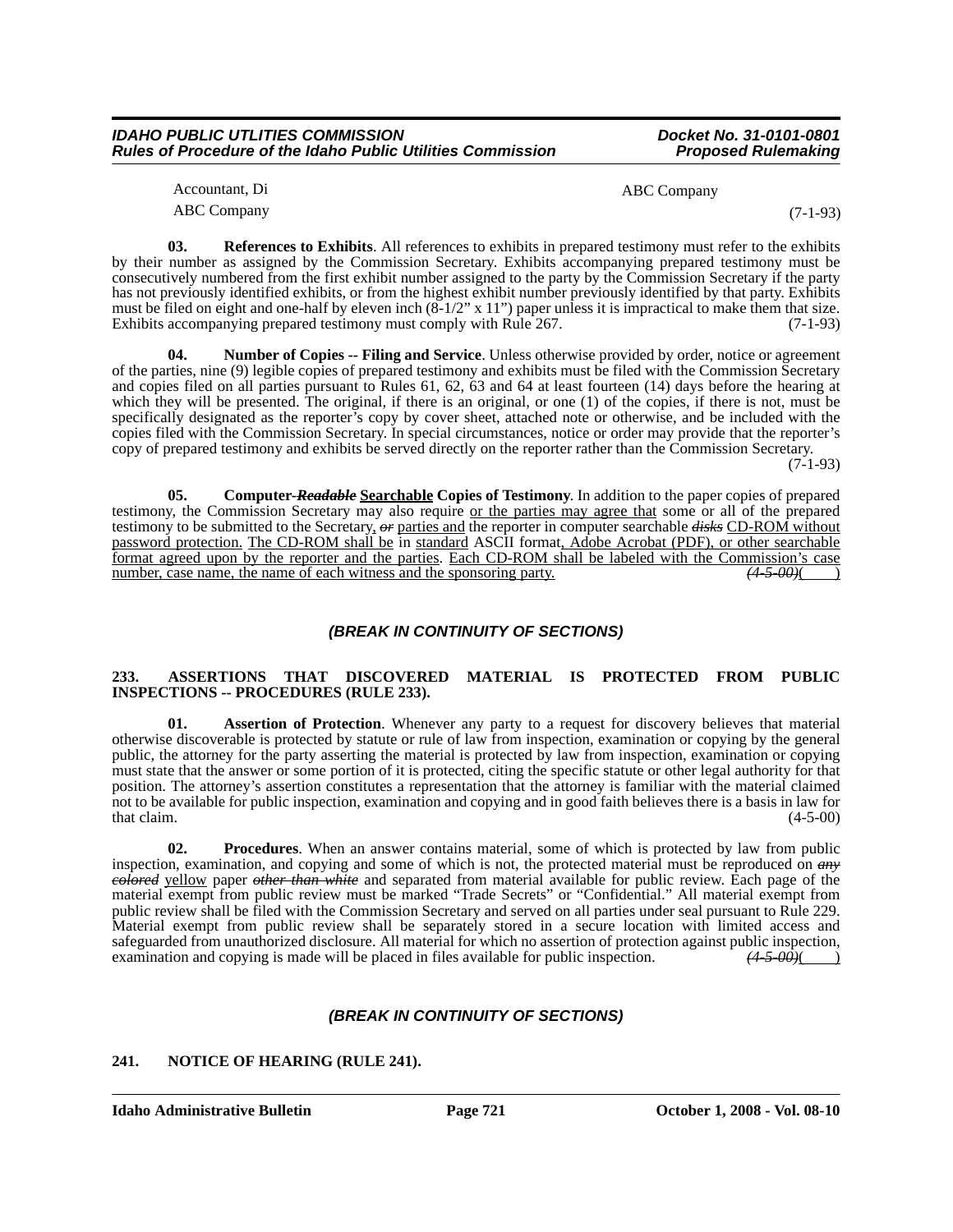Accountant, Di                                                                                     ABC Company

ABC Company                                                                                                                    (7-1-93)

**03. References to Exhibits**. All references to exhibits in prepared testimony must refer to the exhibits by their number as assigned by the Commission Secretary. Exhibits accompanying prepared testimony must be consecutively numbered from the first exhibit number assigned to the party by the Commission Secretary if the party has not previously identified exhibits, or from the highest exhibit number previously identified by that party. Exhibits must be filed on eight and one-half by eleven inch (8-1/2" x 11") paper unless it is impractical to make them that size. Exhibits accompanying prepared testimony must comply with Rule 267. (7-1-93)

**04. Number of Copies -- Filing and Service**. Unless otherwise provided by order, notice or agreement of the parties, nine (9) legible copies of prepared testimony and exhibits must be filed with the Commission Secretary and copies filed on all parties pursuant to Rules 61, 62, 63 and 64 at least fourteen (14) days before the hearing at which they will be presented. The original, if there is an original, or one (1) of the copies, if there is not, must be specifically designated as the reporter's copy by cover sheet, attached note or otherwise, and be included with the copies filed with the Commission Secretary. In special circumstances, notice or order may provide that the reporter's copy of prepared testimony and exhibits be served directly on the reporter rather than the Commission Secretary. (7-1-93)

**05. Computer-~~*Readable*~~ <u>Searchable</u> Copies of Testimony**. In addition to the paper copies of prepared testimony, the Commission Secretary may also require <u>or the parties may agree that</u> some or all of the prepared testimony to be submitted to the Secretary, ~~*or*~~ <u>parties and</u> the reporter in computer searchable ~~*disks*~~ <u>CD-ROM without password protection.</u> <u>The CD-ROM shall be</u> in <u>standard</u> ASCII format<u>, Adobe Acrobat (PDF), or other searchable format agreed upon by the reporter and the parties</u>. <u>Each CD-ROM shall be labeled with the Commission's case number, case name, the name of each witness and the sponsoring party.</u> ~~*(4-5-00)*~~(    )

### *(BREAK IN CONTINUITY OF SECTIONS)*

## 233. ASSERTIONS THAT DISCOVERED MATERIAL IS PROTECTED FROM PUBLIC INSPECTIONS -- PROCEDURES (RULE 233).

**01. Assertion of Protection**. Whenever any party to a request for discovery believes that material otherwise discoverable is protected by statute or rule of law from inspection, examination or copying by the general public, the attorney for the party asserting the material is protected by law from inspection, examination or copying must state that the answer or some portion of it is protected, citing the specific statute or other legal authority for that position. The attorney's assertion constitutes a representation that the attorney is familiar with the material claimed not to be available for public inspection, examination and copying and in good faith believes there is a basis in law for that claim. (4-5-00)

**02. Procedures**. When an answer contains material, some of which is protected by law from public inspection, examination, and copying and some of which is not, the protected material must be reproduced on ~~*any colored*~~ <u>yellow</u> paper ~~*other than white*~~ and separated from material available for public review. Each page of the material exempt from public review must be marked "Trade Secrets" or "Confidential." All material exempt from public review shall be filed with the Commission Secretary and served on all parties under seal pursuant to Rule 229. Material exempt from public review shall be separately stored in a secure location with limited access and safeguarded from unauthorized disclosure. All material for which no assertion of protection against public inspection, examination and copying is made will be placed in files available for public inspection. ~~*(4-5-00)*~~(    )

### *(BREAK IN CONTINUITY OF SECTIONS)*

## 241. NOTICE OF HEARING (RULE 241).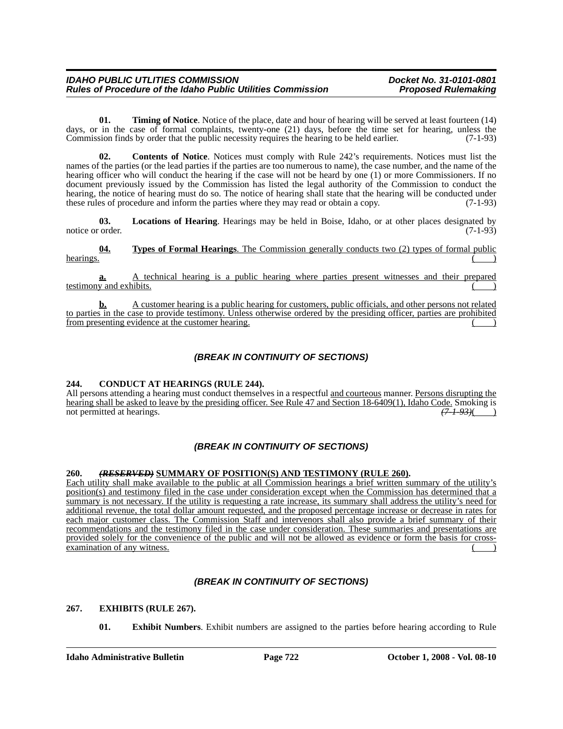**01. Timing of Notice**. Notice of the place, date and hour of hearing will be served at least fourteen (14) days, or in the case of formal complaints, twenty-one (21) days, before the time set for hearing, unless the Commission finds by order that the public necessity requires the hearing to be held earlier. (7-1-93)

**02. Contents of Notice**. Notices must comply with Rule 242's requirements. Notices must list the names of the parties (or the lead parties if the parties are too numerous to name), the case number, and the name of the hearing officer who will conduct the hearing if the case will not be heard by one (1) or more Commissioners. If no document previously issued by the Commission has listed the legal authority of the Commission to conduct the hearing, the notice of hearing must do so. The notice of hearing shall state that the hearing will be conducted under these rules of procedure and inform the parties where they may read or obtain a copy. (7-1-93)

**03. Locations of Hearing**. Hearings may be held in Boise, Idaho, or at other places designated by notice or order. (7-1-93)

**04. Types of Formal Hearings**. The Commission generally conducts two (2) types of formal public hearings. ( )

**a.** A technical hearing is a public hearing where parties present witnesses and their prepared testimony and exhibits. ( )

**b.** A customer hearing is a public hearing for customers, public officials, and other persons not related to parties in the case to provide testimony. Unless otherwise ordered by the presiding officer, parties are prohibited from presenting evidence at the customer hearing. ( )

***(BREAK IN CONTINUITY OF SECTIONS)***

**244. CONDUCT AT HEARINGS (RULE 244).**

All persons attending a hearing must conduct themselves in a respectful and courteous manner. Persons disrupting the hearing shall be asked to leave by the presiding officer. See Rule 47 and Section 18-6409(1), Idaho Code. Smoking is not permitted at hearings. ~~(7-1-93)~~( )

***(BREAK IN CONTINUITY OF SECTIONS)***

**260. ~~(RESERVED)~~ SUMMARY OF POSITION(S) AND TESTIMONY (RULE 260).**

Each utility shall make available to the public at all Commission hearings a brief written summary of the utility's position(s) and testimony filed in the case under consideration except when the Commission has determined that a summary is not necessary. If the utility is requesting a rate increase, its summary shall address the utility's need for additional revenue, the total dollar amount requested, and the proposed percentage increase or decrease in rates for each major customer class. The Commission Staff and intervenors shall also provide a brief summary of their recommendations and the testimony filed in the case under consideration. These summaries and presentations are provided solely for the convenience of the public and will not be allowed as evidence or form the basis for cross-examination of any witness. ( )

***(BREAK IN CONTINUITY OF SECTIONS)***

**267. EXHIBITS (RULE 267).**

**01. Exhibit Numbers**. Exhibit numbers are assigned to the parties before hearing according to Rule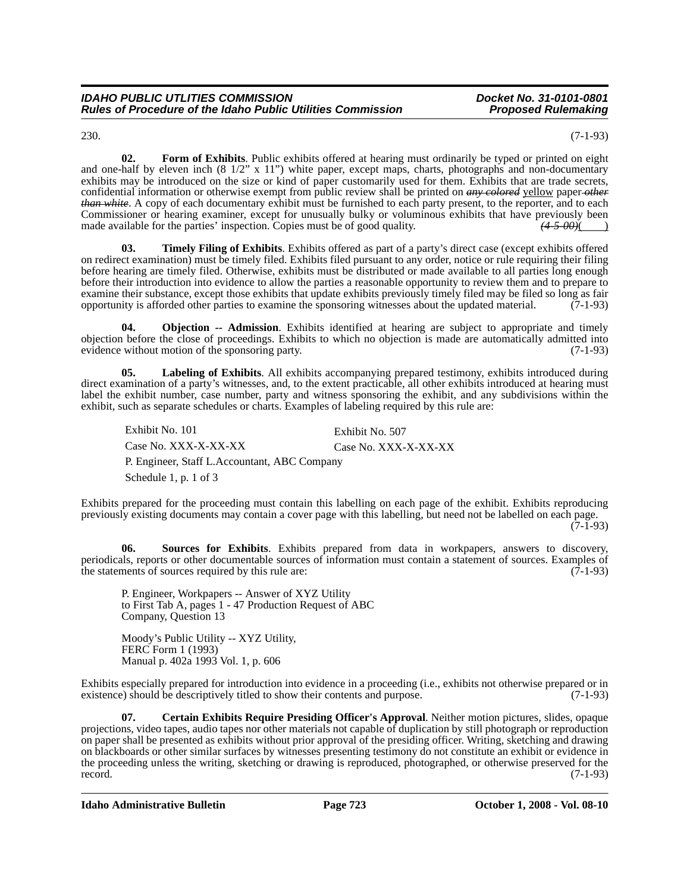230. (7-1-93)

**02. Form of Exhibits**. Public exhibits offered at hearing must ordinarily be typed or printed on eight and one-half by eleven inch (8 1/2" x 11") white paper, except maps, charts, photographs and non-documentary exhibits may be introduced on the size or kind of paper customarily used for them. Exhibits that are trade secrets, confidential information or otherwise exempt from public review shall be printed on ~~*any colored*~~ yellow paper ~~*other than white*~~. A copy of each documentary exhibit must be furnished to each party present, to the reporter, and to each Commissioner or hearing examiner, except for unusually bulky or voluminous exhibits that have previously been made available for the parties' inspection. Copies must be of good quality. ~~*(4-5-00)*~~( )

**03. Timely Filing of Exhibits**. Exhibits offered as part of a party's direct case (except exhibits offered on redirect examination) must be timely filed. Exhibits filed pursuant to any order, notice or rule requiring their filing before hearing are timely filed. Otherwise, exhibits must be distributed or made available to all parties long enough before their introduction into evidence to allow the parties a reasonable opportunity to review them and to prepare to examine their substance, except those exhibits that update exhibits previously timely filed may be filed so long as fair opportunity is afforded other parties to examine the sponsoring witnesses about the updated material. (7-1-93)

**04. Objection -- Admission**. Exhibits identified at hearing are subject to appropriate and timely objection before the close of proceedings. Exhibits to which no objection is made are automatically admitted into evidence without motion of the sponsoring party. (7-1-93)

**05. Labeling of Exhibits**. All exhibits accompanying prepared testimony, exhibits introduced during direct examination of a party's witnesses, and, to the extent practicable, all other exhibits introduced at hearing must label the exhibit number, case number, party and witness sponsoring the exhibit, and any subdivisions within the exhibit, such as separate schedules or charts. Examples of labeling required by this rule are:

| | |
|---|---|
| Exhibit No. 101 | Exhibit No. 507 |
| Case No. XXX-X-XX-XX | Case No. XXX-X-XX-XX |
| P. Engineer, Staff | L.Accountant, ABC Company |
| Schedule 1, p. 1 of 3 | |

Exhibits prepared for the proceeding must contain this labelling on each page of the exhibit. Exhibits reproducing previously existing documents may contain a cover page with this labelling, but need not be labelled on each page. (7-1-93)

**06. Sources for Exhibits**. Exhibits prepared from data in workpapers, answers to discovery, periodicals, reports or other documentable sources of information must contain a statement of sources. Examples of the statements of sources required by this rule are: (7-1-93)

P. Engineer, Workpapers -- Answer of XYZ Utility to First Tab A, pages 1 - 47 Production Request of ABC Company, Question 13

Moody's Public Utility -- XYZ Utility, FERC Form 1 (1993) Manual p. 402a 1993 Vol. 1, p. 606

Exhibits especially prepared for introduction into evidence in a proceeding (i.e., exhibits not otherwise prepared or in existence) should be descriptively titled to show their contents and purpose. (7-1-93)

**07. Certain Exhibits Require Presiding Officer's Approval**. Neither motion pictures, slides, opaque projections, video tapes, audio tapes nor other materials not capable of duplication by still photograph or reproduction on paper shall be presented as exhibits without prior approval of the presiding officer. Writing, sketching and drawing on blackboards or other similar surfaces by witnesses presenting testimony do not constitute an exhibit or evidence in the proceeding unless the writing, sketching or drawing is reproduced, photographed, or otherwise preserved for the record. (7-1-93)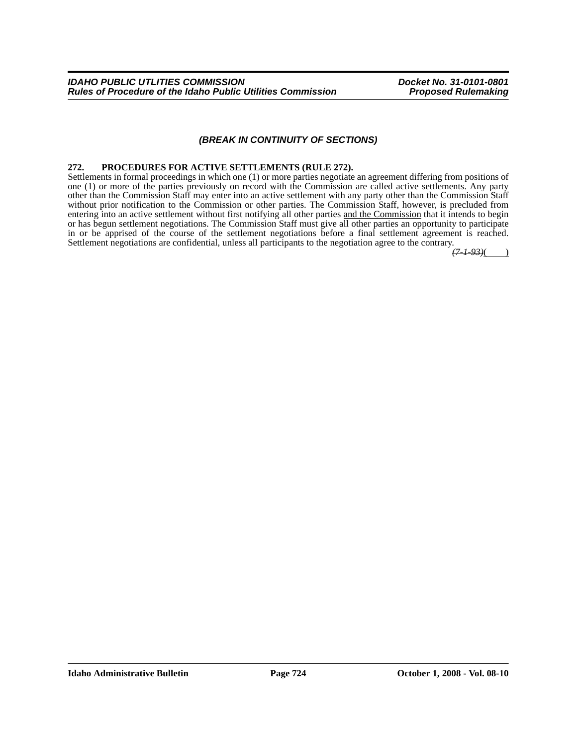*(BREAK IN CONTINUITY OF SECTIONS)*

**272. PROCEDURES FOR ACTIVE SETTLEMENTS (RULE 272).**

Settlements in formal proceedings in which one (1) or more parties negotiate an agreement differing from positions of one (1) or more of the parties previously on record with the Commission are called active settlements. Any party other than the Commission Staff may enter into an active settlement with any party other than the Commission Staff without prior notification to the Commission or other parties. The Commission Staff, however, is precluded from entering into an active settlement without first notifying all other parties <u>and the Commission</u> that it intends to begin or has begun settlement negotiations. The Commission Staff must give all other parties an opportunity to participate in or be apprised of the course of the settlement negotiations before a final settlement agreement is reached. Settlement negotiations are confidential, unless all participants to the negotiation agree to the contrary. ~~*(7-1-93)*~~( )